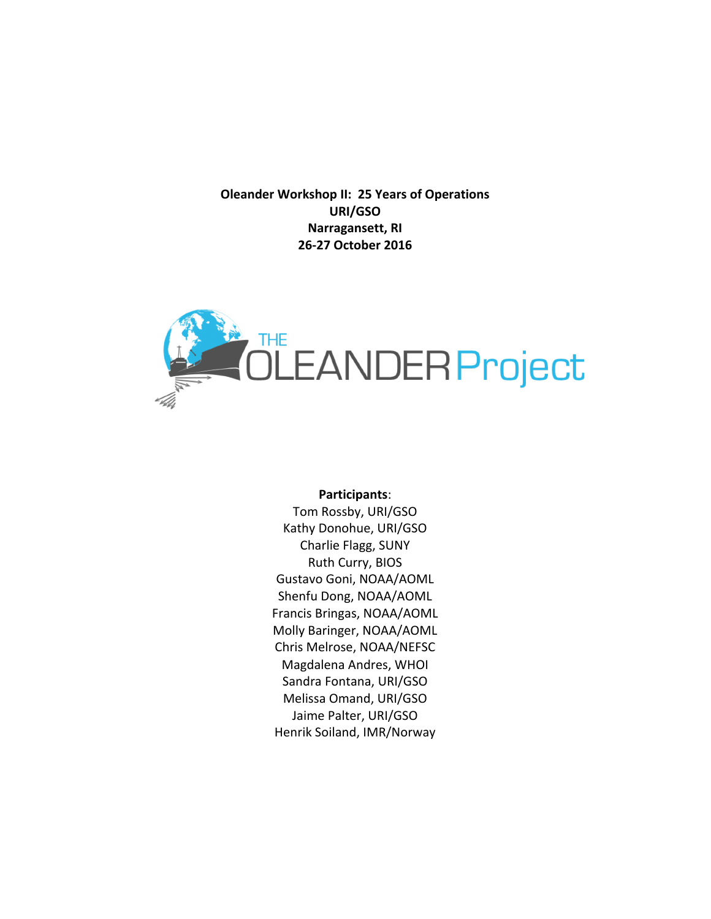**Oleander Workshop II: 25 Years of Operations**
**URI/GSO**
**Narragansett, RI**
**26-27 October 2016**

THE OLEANDER Project

**Participants**:

Tom Rossby, URI/GSO
Kathy Donohue, URI/GSO
Charlie Flagg, SUNY
Ruth Curry, BIOS
Gustavo Goni, NOAA/AOML
Shenfu Dong, NOAA/AOML
Francis Bringas, NOAA/AOML
Molly Baringer, NOAA/AOML
Chris Melrose, NOAA/NEFSC
Magdalena Andres, WHOI
Sandra Fontana, URI/GSO
Melissa Omand, URI/GSO
Jaime Palter, URI/GSO
Henrik Soiland, IMR/Norway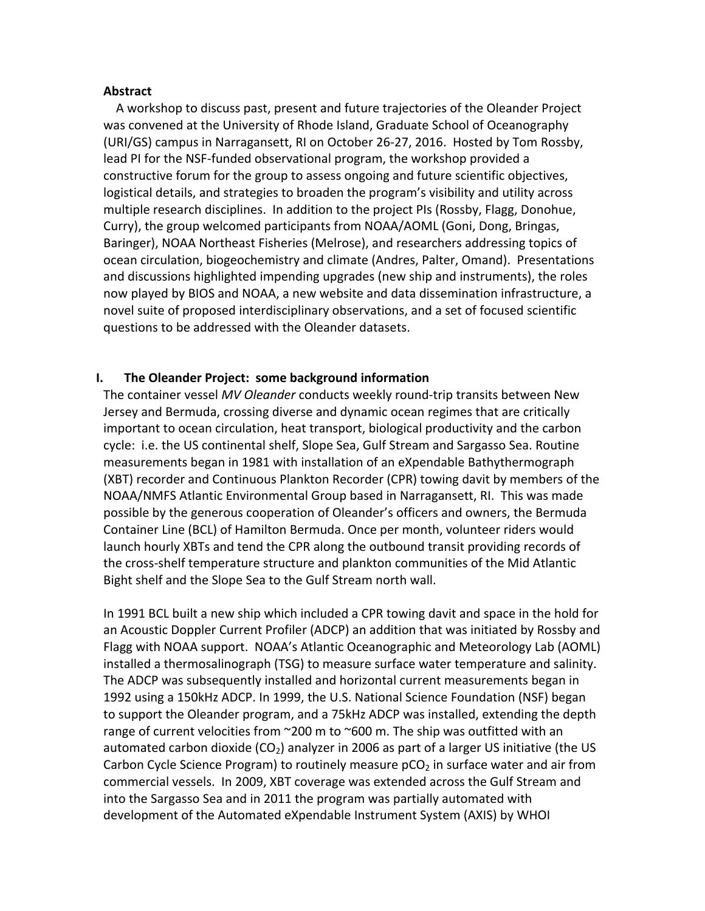**Abstract**

A workshop to discuss past, present and future trajectories of the Oleander Project was convened at the University of Rhode Island, Graduate School of Oceanography (URI/GS) campus in Narragansett, RI on October 26-27, 2016. Hosted by Tom Rossby, lead PI for the NSF-funded observational program, the workshop provided a constructive forum for the group to assess ongoing and future scientific objectives, logistical details, and strategies to broaden the program's visibility and utility across multiple research disciplines. In addition to the project PIs (Rossby, Flagg, Donohue, Curry), the group welcomed participants from NOAA/AOML (Goni, Dong, Bringas, Baringer), NOAA Northeast Fisheries (Melrose), and researchers addressing topics of ocean circulation, biogeochemistry and climate (Andres, Palter, Omand). Presentations and discussions highlighted impending upgrades (new ship and instruments), the roles now played by BIOS and NOAA, a new website and data dissemination infrastructure, a novel suite of proposed interdisciplinary observations, and a set of focused scientific questions to be addressed with the Oleander datasets.

## I. The Oleander Project: some background information

The container vessel *MV Oleander* conducts weekly round-trip transits between New Jersey and Bermuda, crossing diverse and dynamic ocean regimes that are critically important to ocean circulation, heat transport, biological productivity and the carbon cycle: i.e. the US continental shelf, Slope Sea, Gulf Stream and Sargasso Sea. Routine measurements began in 1981 with installation of an eXpendable Bathythermograph (XBT) recorder and Continuous Plankton Recorder (CPR) towing davit by members of the NOAA/NMFS Atlantic Environmental Group based in Narragansett, RI. This was made possible by the generous cooperation of Oleander's officers and owners, the Bermuda Container Line (BCL) of Hamilton Bermuda. Once per month, volunteer riders would launch hourly XBTs and tend the CPR along the outbound transit providing records of the cross-shelf temperature structure and plankton communities of the Mid Atlantic Bight shelf and the Slope Sea to the Gulf Stream north wall.

In 1991 BCL built a new ship which included a CPR towing davit and space in the hold for an Acoustic Doppler Current Profiler (ADCP) an addition that was initiated by Rossby and Flagg with NOAA support. NOAA's Atlantic Oceanographic and Meteorology Lab (AOML) installed a thermosalinograph (TSG) to measure surface water temperature and salinity. The ADCP was subsequently installed and horizontal current measurements began in 1992 using a 150kHz ADCP. In 1999, the U.S. National Science Foundation (NSF) began to support the Oleander program, and a 75kHz ADCP was installed, extending the depth range of current velocities from ~200 m to ~600 m. The ship was outfitted with an automated carbon dioxide ($CO_2$) analyzer in 2006 as part of a larger US initiative (the US Carbon Cycle Science Program) to routinely measure $pCO_2$ in surface water and air from commercial vessels. In 2009, XBT coverage was extended across the Gulf Stream and into the Sargasso Sea and in 2011 the program was partially automated with development of the Automated eXpendable Instrument System (AXIS) by WHOI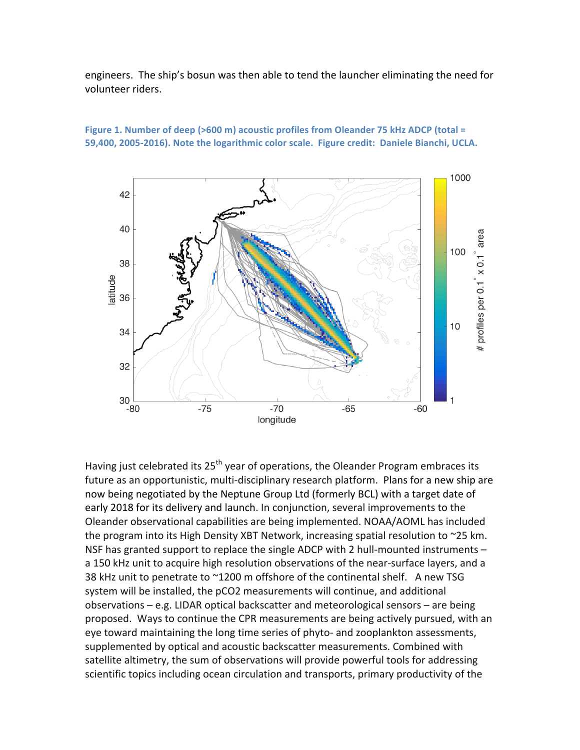engineers. The ship's bosun was then able to tend the launcher eliminating the need for volunteer riders.

**Figure 1. Number of deep (>600 m) acoustic profiles from Oleander 75 kHz ADCP (total = 59,400, 2005-2016). Note the logarithmic color scale. Figure credit: Daniele Bianchi, UCLA.**

Having just celebrated its 25th year of operations, the Oleander Program embraces its future as an opportunistic, multi-disciplinary research platform. Plans for a new ship are now being negotiated by the Neptune Group Ltd (formerly BCL) with a target date of early 2018 for its delivery and launch. In conjunction, several improvements to the Oleander observational capabilities are being implemented. NOAA/AOML has included the program into its High Density XBT Network, increasing spatial resolution to ~25 km. NSF has granted support to replace the single ADCP with 2 hull-mounted instruments – a 150 kHz unit to acquire high resolution observations of the near-surface layers, and a 38 kHz unit to penetrate to ~1200 m offshore of the continental shelf. A new TSG system will be installed, the pCO2 measurements will continue, and additional observations – e.g. LIDAR optical backscatter and meteorological sensors – are being proposed. Ways to continue the CPR measurements are being actively pursued, with an eye toward maintaining the long time series of phyto- and zooplankton assessments, supplemented by optical and acoustic backscatter measurements. Combined with satellite altimetry, the sum of observations will provide powerful tools for addressing scientific topics including ocean circulation and transports, primary productivity of the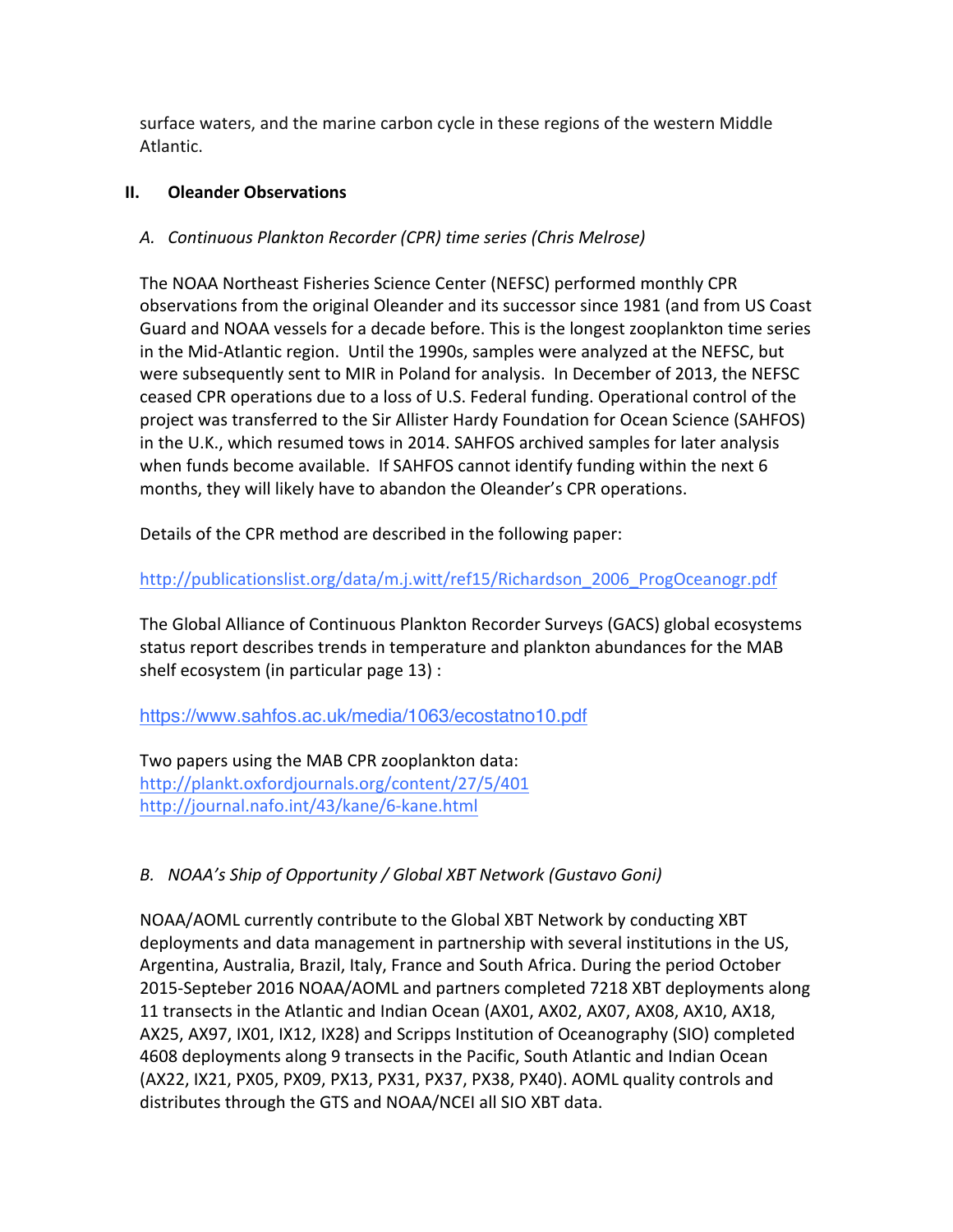surface waters, and the marine carbon cycle in these regions of the western Middle Atlantic.

## II. Oleander Observations

### *A. Continuous Plankton Recorder (CPR) time series (Chris Melrose)*

The NOAA Northeast Fisheries Science Center (NEFSC) performed monthly CPR observations from the original Oleander and its successor since 1981 (and from US Coast Guard and NOAA vessels for a decade before. This is the longest zooplankton time series in the Mid-Atlantic region. Until the 1990s, samples were analyzed at the NEFSC, but were subsequently sent to MIR in Poland for analysis. In December of 2013, the NEFSC ceased CPR operations due to a loss of U.S. Federal funding. Operational control of the project was transferred to the Sir Allister Hardy Foundation for Ocean Science (SAHFOS) in the U.K., which resumed tows in 2014. SAHFOS archived samples for later analysis when funds become available. If SAHFOS cannot identify funding within the next 6 months, they will likely have to abandon the Oleander's CPR operations.

Details of the CPR method are described in the following paper:

http://publicationslist.org/data/m.j.witt/ref15/Richardson_2006_ProgOceanogr.pdf

The Global Alliance of Continuous Plankton Recorder Surveys (GACS) global ecosystems status report describes trends in temperature and plankton abundances for the MAB shelf ecosystem (in particular page 13) :

https://www.sahfos.ac.uk/media/1063/ecostatno10.pdf

Two papers using the MAB CPR zooplankton data:
http://plankt.oxfordjournals.org/content/27/5/401
http://journal.nafo.int/43/kane/6-kane.html

### *B. NOAA's Ship of Opportunity / Global XBT Network (Gustavo Goni)*

NOAA/AOML currently contribute to the Global XBT Network by conducting XBT deployments and data management in partnership with several institutions in the US, Argentina, Australia, Brazil, Italy, France and South Africa. During the period October 2015-Septeber 2016 NOAA/AOML and partners completed 7218 XBT deployments along 11 transects in the Atlantic and Indian Ocean (AX01, AX02, AX07, AX08, AX10, AX18, AX25, AX97, IX01, IX12, IX28) and Scripps Institution of Oceanography (SIO) completed 4608 deployments along 9 transects in the Pacific, South Atlantic and Indian Ocean (AX22, IX21, PX05, PX09, PX13, PX31, PX37, PX38, PX40). AOML quality controls and distributes through the GTS and NOAA/NCEI all SIO XBT data.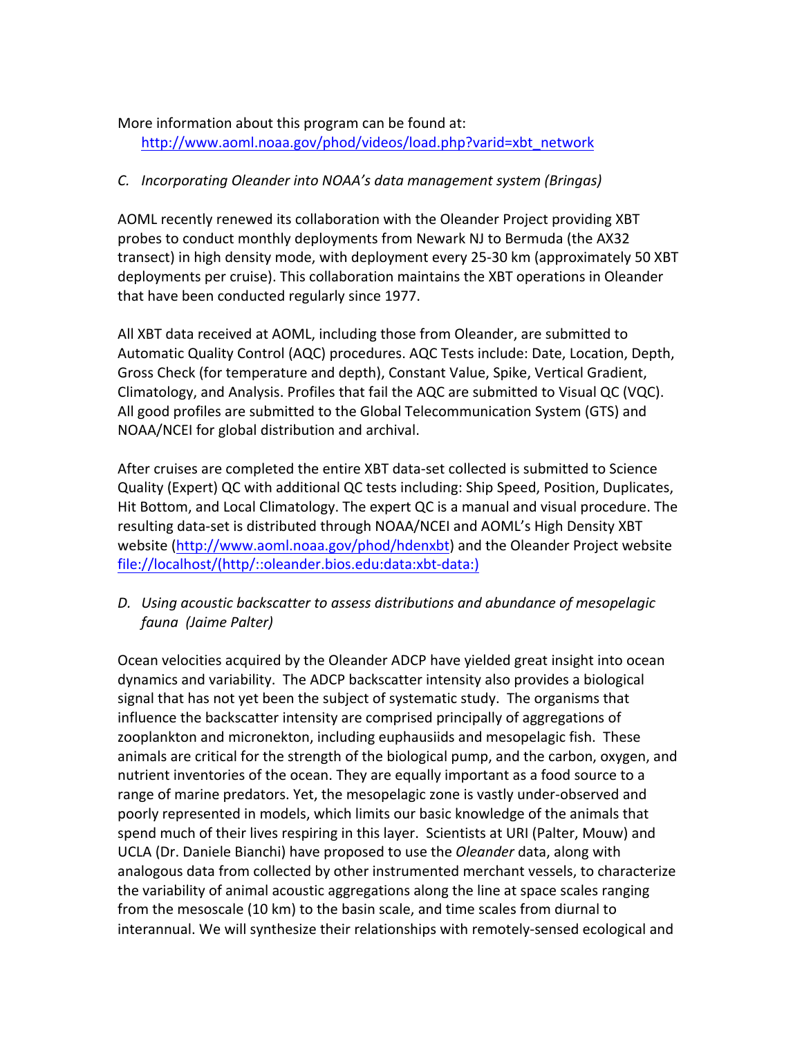More information about this program can be found at:
[http://www.aoml.noaa.gov/phod/videos/load.php?varid=xbt_network](http://www.aoml.noaa.gov/phod/videos/load.php?varid=xbt_network)

*C. Incorporating Oleander into NOAA's data management system (Bringas)*

AOML recently renewed its collaboration with the Oleander Project providing XBT probes to conduct monthly deployments from Newark NJ to Bermuda (the AX32 transect) in high density mode, with deployment every 25-30 km (approximately 50 XBT deployments per cruise). This collaboration maintains the XBT operations in Oleander that have been conducted regularly since 1977.

All XBT data received at AOML, including those from Oleander, are submitted to Automatic Quality Control (AQC) procedures. AQC Tests include: Date, Location, Depth, Gross Check (for temperature and depth), Constant Value, Spike, Vertical Gradient, Climatology, and Analysis. Profiles that fail the AQC are submitted to Visual QC (VQC). All good profiles are submitted to the Global Telecommunication System (GTS) and NOAA/NCEI for global distribution and archival.

After cruises are completed the entire XBT data-set collected is submitted to Science Quality (Expert) QC with additional QC tests including: Ship Speed, Position, Duplicates, Hit Bottom, and Local Climatology. The expert QC is a manual and visual procedure. The resulting data-set is distributed through NOAA/NCEI and AOML's High Density XBT website ([http://www.aoml.noaa.gov/phod/hdenxbt](http://www.aoml.noaa.gov/phod/hdenxbt)) and the Oleander Project website [file://localhost/(http/::oleander.bios.edu:data:xbt-data:)](file://localhost/(http/::oleander.bios.edu:data:xbt-data:))

*D. Using acoustic backscatter to assess distributions and abundance of mesopelagic fauna (Jaime Palter)*

Ocean velocities acquired by the Oleander ADCP have yielded great insight into ocean dynamics and variability. The ADCP backscatter intensity also provides a biological signal that has not yet been the subject of systematic study. The organisms that influence the backscatter intensity are comprised principally of aggregations of zooplankton and micronekton, including euphausiids and mesopelagic fish. These animals are critical for the strength of the biological pump, and the carbon, oxygen, and nutrient inventories of the ocean. They are equally important as a food source to a range of marine predators. Yet, the mesopelagic zone is vastly under-observed and poorly represented in models, which limits our basic knowledge of the animals that spend much of their lives respiring in this layer. Scientists at URI (Palter, Mouw) and UCLA (Dr. Daniele Bianchi) have proposed to use the *Oleander* data, along with analogous data from collected by other instrumented merchant vessels, to characterize the variability of animal acoustic aggregations along the line at space scales ranging from the mesoscale (10 km) to the basin scale, and time scales from diurnal to interannual. We will synthesize their relationships with remotely-sensed ecological and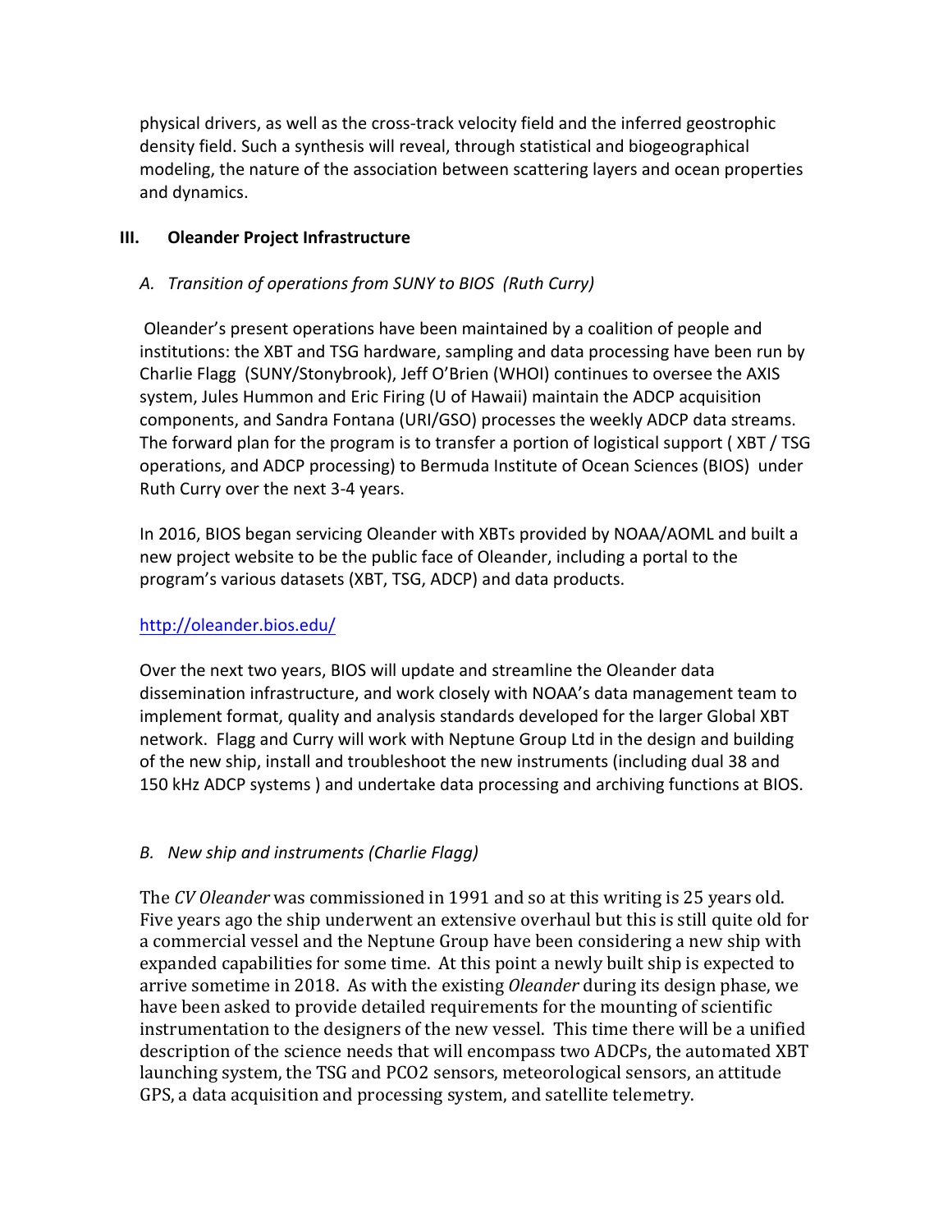physical drivers, as well as the cross-track velocity field and the inferred geostrophic density field. Such a synthesis will reveal, through statistical and biogeographical modeling, the nature of the association between scattering layers and ocean properties and dynamics.

## III. Oleander Project Infrastructure

### *A. Transition of operations from SUNY to BIOS (Ruth Curry)*

Oleander's present operations have been maintained by a coalition of people and institutions: the XBT and TSG hardware, sampling and data processing have been run by Charlie Flagg (SUNY/Stonybrook), Jeff O'Brien (WHOI) continues to oversee the AXIS system, Jules Hummon and Eric Firing (U of Hawaii) maintain the ADCP acquisition components, and Sandra Fontana (URI/GSO) processes the weekly ADCP data streams. The forward plan for the program is to transfer a portion of logistical support ( XBT / TSG operations, and ADCP processing) to Bermuda Institute of Ocean Sciences (BIOS) under Ruth Curry over the next 3-4 years.

In 2016, BIOS began servicing Oleander with XBTs provided by NOAA/AOML and built a new project website to be the public face of Oleander, including a portal to the program's various datasets (XBT, TSG, ADCP) and data products.

http://oleander.bios.edu/

Over the next two years, BIOS will update and streamline the Oleander data dissemination infrastructure, and work closely with NOAA's data management team to implement format, quality and analysis standards developed for the larger Global XBT network. Flagg and Curry will work with Neptune Group Ltd in the design and building of the new ship, install and troubleshoot the new instruments (including dual 38 and 150 kHz ADCP systems ) and undertake data processing and archiving functions at BIOS.

### *B. New ship and instruments (Charlie Flagg)*

The *CV Oleander* was commissioned in 1991 and so at this writing is 25 years old. Five years ago the ship underwent an extensive overhaul but this is still quite old for a commercial vessel and the Neptune Group have been considering a new ship with expanded capabilities for some time. At this point a newly built ship is expected to arrive sometime in 2018. As with the existing *Oleander* during its design phase, we have been asked to provide detailed requirements for the mounting of scientific instrumentation to the designers of the new vessel. This time there will be a unified description of the science needs that will encompass two ADCPs, the automated XBT launching system, the TSG and PCO2 sensors, meteorological sensors, an attitude GPS, a data acquisition and processing system, and satellite telemetry.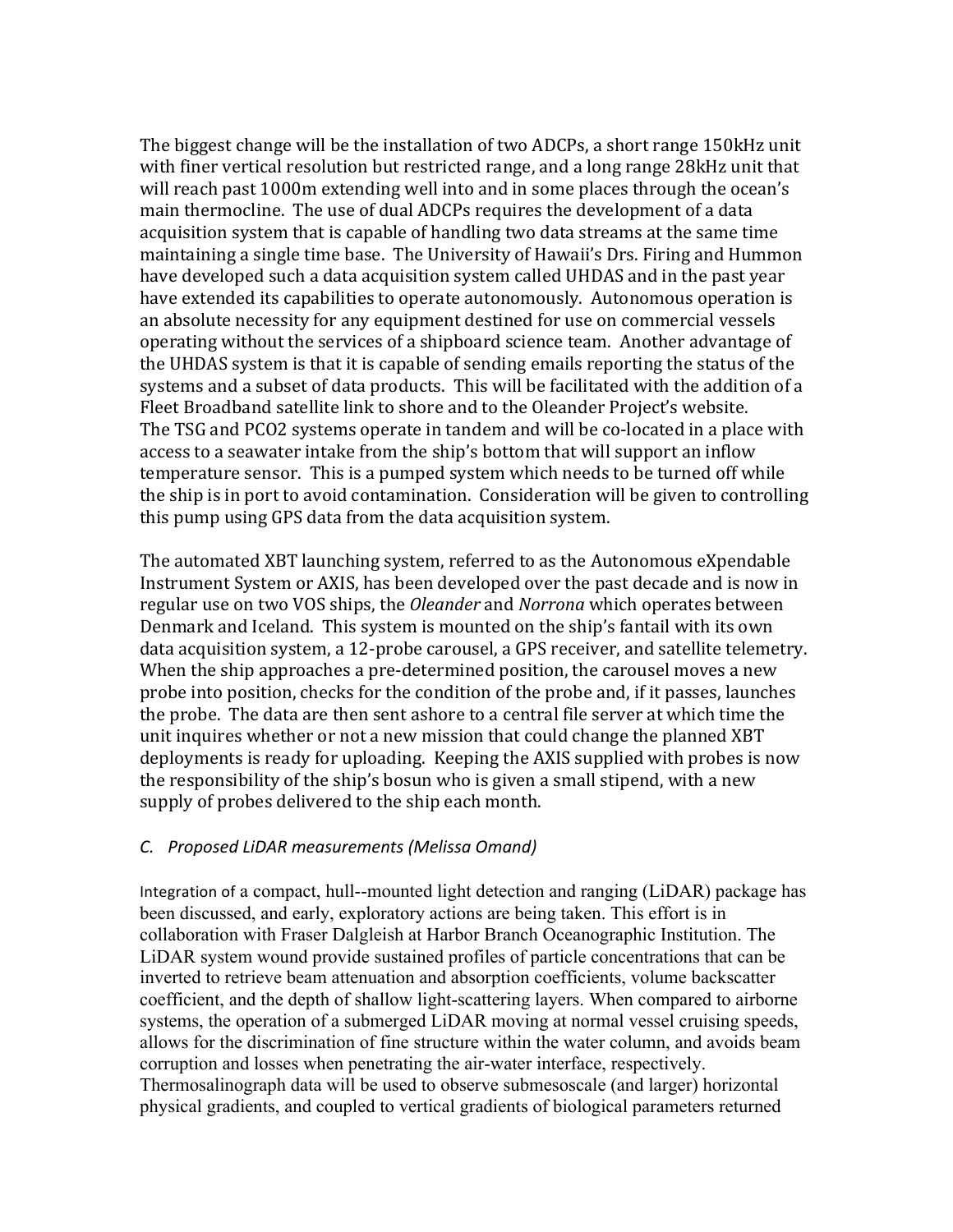The biggest change will be the installation of two ADCPs, a short range 150kHz unit with finer vertical resolution but restricted range, and a long range 28kHz unit that will reach past 1000m extending well into and in some places through the ocean's main thermocline. The use of dual ADCPs requires the development of a data acquisition system that is capable of handling two data streams at the same time maintaining a single time base. The University of Hawaii's Drs. Firing and Hummon have developed such a data acquisition system called UHDAS and in the past year have extended its capabilities to operate autonomously. Autonomous operation is an absolute necessity for any equipment destined for use on commercial vessels operating without the services of a shipboard science team. Another advantage of the UHDAS system is that it is capable of sending emails reporting the status of the systems and a subset of data products. This will be facilitated with the addition of a Fleet Broadband satellite link to shore and to the Oleander Project's website.
The TSG and PCO2 systems operate in tandem and will be co-located in a place with access to a seawater intake from the ship's bottom that will support an inflow temperature sensor. This is a pumped system which needs to be turned off while the ship is in port to avoid contamination. Consideration will be given to controlling this pump using GPS data from the data acquisition system.

The automated XBT launching system, referred to as the Autonomous eXpendable Instrument System or AXIS, has been developed over the past decade and is now in regular use on two VOS ships, the *Oleander* and *Norrona* which operates between Denmark and Iceland. This system is mounted on the ship's fantail with its own data acquisition system, a 12-probe carousel, a GPS receiver, and satellite telemetry. When the ship approaches a pre-determined position, the carousel moves a new probe into position, checks for the condition of the probe and, if it passes, launches the probe. The data are then sent ashore to a central file server at which time the unit inquires whether or not a new mission that could change the planned XBT deployments is ready for uploading. Keeping the AXIS supplied with probes is now the responsibility of the ship's bosun who is given a small stipend, with a new supply of probes delivered to the ship each month.

### *C. Proposed LiDAR measurements (Melissa Omand)*

Integration of a compact, hull--mounted light detection and ranging (LiDAR) package has been discussed, and early, exploratory actions are being taken. This effort is in collaboration with Fraser Dalgleish at Harbor Branch Oceanographic Institution. The LiDAR system wound provide sustained profiles of particle concentrations that can be inverted to retrieve beam attenuation and absorption coefficients, volume backscatter coefficient, and the depth of shallow light-scattering layers. When compared to airborne systems, the operation of a submerged LiDAR moving at normal vessel cruising speeds, allows for the discrimination of fine structure within the water column, and avoids beam corruption and losses when penetrating the air-water interface, respectively. Thermosalinograph data will be used to observe submesoscale (and larger) horizontal physical gradients, and coupled to vertical gradients of biological parameters returned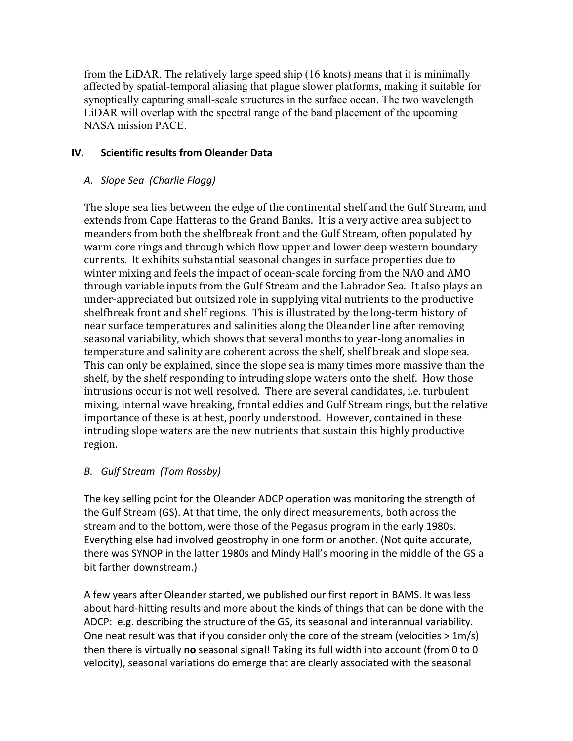from the LiDAR. The relatively large speed ship (16 knots) means that it is minimally affected by spatial-temporal aliasing that plague slower platforms, making it suitable for synoptically capturing small-scale structures in the surface ocean. The two wavelength LiDAR will overlap with the spectral range of the band placement of the upcoming NASA mission PACE.

## IV. Scientific results from Oleander Data

### *A. Slope Sea (Charlie Flagg)*

The slope sea lies between the edge of the continental shelf and the Gulf Stream, and extends from Cape Hatteras to the Grand Banks. It is a very active area subject to meanders from both the shelfbreak front and the Gulf Stream, often populated by warm core rings and through which flow upper and lower deep western boundary currents. It exhibits substantial seasonal changes in surface properties due to winter mixing and feels the impact of ocean-scale forcing from the NAO and AMO through variable inputs from the Gulf Stream and the Labrador Sea. It also plays an under-appreciated but outsized role in supplying vital nutrients to the productive shelfbreak front and shelf regions. This is illustrated by the long-term history of near surface temperatures and salinities along the Oleander line after removing seasonal variability, which shows that several months to year-long anomalies in temperature and salinity are coherent across the shelf, shelf break and slope sea. This can only be explained, since the slope sea is many times more massive than the shelf, by the shelf responding to intruding slope waters onto the shelf. How those intrusions occur is not well resolved. There are several candidates, i.e. turbulent mixing, internal wave breaking, frontal eddies and Gulf Stream rings, but the relative importance of these is at best, poorly understood. However, contained in these intruding slope waters are the new nutrients that sustain this highly productive region.

### *B. Gulf Stream (Tom Rossby)*

The key selling point for the Oleander ADCP operation was monitoring the strength of the Gulf Stream (GS). At that time, the only direct measurements, both across the stream and to the bottom, were those of the Pegasus program in the early 1980s. Everything else had involved geostrophy in one form or another. (Not quite accurate, there was SYNOP in the latter 1980s and Mindy Hall's mooring in the middle of the GS a bit farther downstream.)

A few years after Oleander started, we published our first report in BAMS. It was less about hard-hitting results and more about the kinds of things that can be done with the ADCP: e.g. describing the structure of the GS, its seasonal and interannual variability. One neat result was that if you consider only the core of the stream (velocities > 1m/s) then there is virtually **no** seasonal signal! Taking its full width into account (from 0 to 0 velocity), seasonal variations do emerge that are clearly associated with the seasonal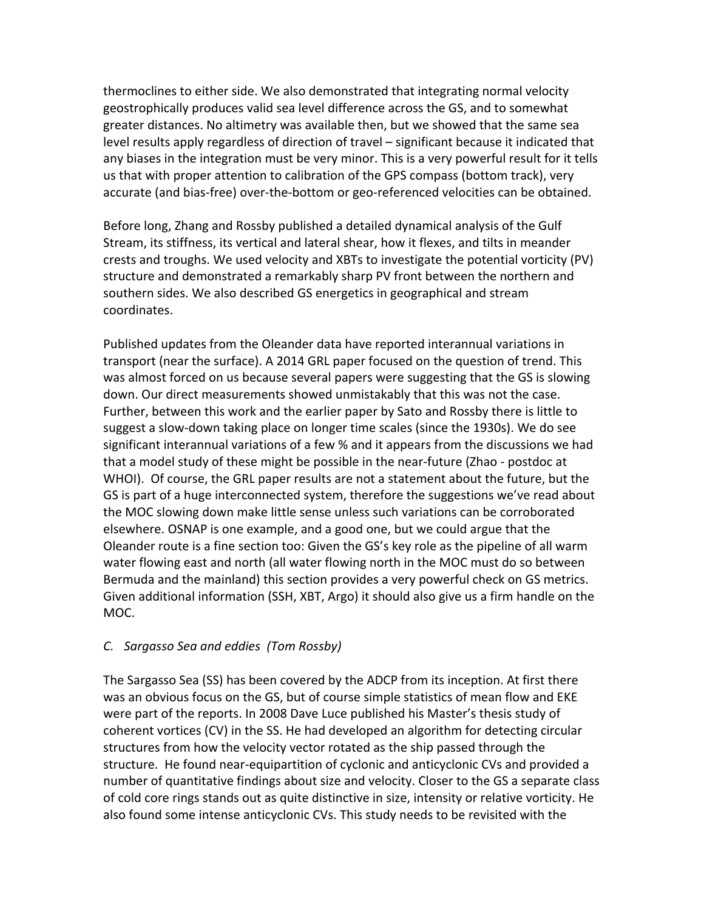thermoclines to either side. We also demonstrated that integrating normal velocity geostrophically produces valid sea level difference across the GS, and to somewhat greater distances. No altimetry was available then, but we showed that the same sea level results apply regardless of direction of travel – significant because it indicated that any biases in the integration must be very minor. This is a very powerful result for it tells us that with proper attention to calibration of the GPS compass (bottom track), very accurate (and bias-free) over-the-bottom or geo-referenced velocities can be obtained.

Before long, Zhang and Rossby published a detailed dynamical analysis of the Gulf Stream, its stiffness, its vertical and lateral shear, how it flexes, and tilts in meander crests and troughs. We used velocity and XBTs to investigate the potential vorticity (PV) structure and demonstrated a remarkably sharp PV front between the northern and southern sides. We also described GS energetics in geographical and stream coordinates.

Published updates from the Oleander data have reported interannual variations in transport (near the surface). A 2014 GRL paper focused on the question of trend. This was almost forced on us because several papers were suggesting that the GS is slowing down. Our direct measurements showed unmistakably that this was not the case. Further, between this work and the earlier paper by Sato and Rossby there is little to suggest a slow-down taking place on longer time scales (since the 1930s). We do see significant interannual variations of a few % and it appears from the discussions we had that a model study of these might be possible in the near-future (Zhao - postdoc at WHOI). Of course, the GRL paper results are not a statement about the future, but the GS is part of a huge interconnected system, therefore the suggestions we've read about the MOC slowing down make little sense unless such variations can be corroborated elsewhere. OSNAP is one example, and a good one, but we could argue that the Oleander route is a fine section too: Given the GS's key role as the pipeline of all warm water flowing east and north (all water flowing north in the MOC must do so between Bermuda and the mainland) this section provides a very powerful check on GS metrics. Given additional information (SSH, XBT, Argo) it should also give us a firm handle on the MOC.

### *C. Sargasso Sea and eddies (Tom Rossby)*

The Sargasso Sea (SS) has been covered by the ADCP from its inception. At first there was an obvious focus on the GS, but of course simple statistics of mean flow and EKE were part of the reports. In 2008 Dave Luce published his Master's thesis study of coherent vortices (CV) in the SS. He had developed an algorithm for detecting circular structures from how the velocity vector rotated as the ship passed through the structure. He found near-equipartition of cyclonic and anticyclonic CVs and provided a number of quantitative findings about size and velocity. Closer to the GS a separate class of cold core rings stands out as quite distinctive in size, intensity or relative vorticity. He also found some intense anticyclonic CVs. This study needs to be revisited with the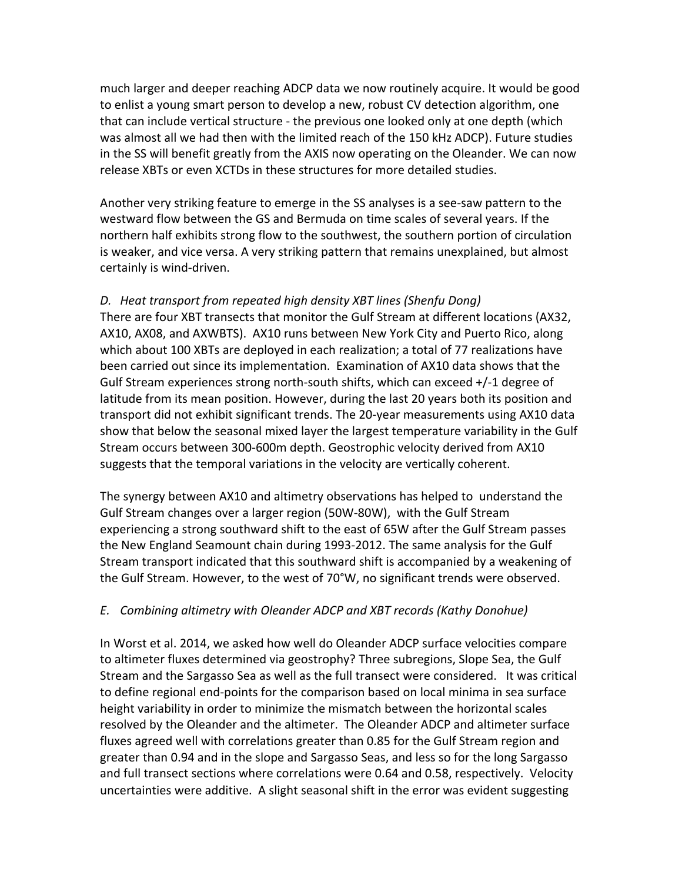much larger and deeper reaching ADCP data we now routinely acquire. It would be good to enlist a young smart person to develop a new, robust CV detection algorithm, one that can include vertical structure - the previous one looked only at one depth (which was almost all we had then with the limited reach of the 150 kHz ADCP). Future studies in the SS will benefit greatly from the AXIS now operating on the Oleander. We can now release XBTs or even XCTDs in these structures for more detailed studies.

Another very striking feature to emerge in the SS analyses is a see-saw pattern to the westward flow between the GS and Bermuda on time scales of several years. If the northern half exhibits strong flow to the southwest, the southern portion of circulation is weaker, and vice versa. A very striking pattern that remains unexplained, but almost certainly is wind-driven.

### *D. Heat transport from repeated high density XBT lines (Shenfu Dong)*

There are four XBT transects that monitor the Gulf Stream at different locations (AX32, AX10, AX08, and AXWBTS). AX10 runs between New York City and Puerto Rico, along which about 100 XBTs are deployed in each realization; a total of 77 realizations have been carried out since its implementation. Examination of AX10 data shows that the Gulf Stream experiences strong north-south shifts, which can exceed +/-1 degree of latitude from its mean position. However, during the last 20 years both its position and transport did not exhibit significant trends. The 20-year measurements using AX10 data show that below the seasonal mixed layer the largest temperature variability in the Gulf Stream occurs between 300-600m depth. Geostrophic velocity derived from AX10 suggests that the temporal variations in the velocity are vertically coherent.

The synergy between AX10 and altimetry observations has helped to understand the Gulf Stream changes over a larger region (50W-80W), with the Gulf Stream experiencing a strong southward shift to the east of 65W after the Gulf Stream passes the New England Seamount chain during 1993-2012. The same analysis for the Gulf Stream transport indicated that this southward shift is accompanied by a weakening of the Gulf Stream. However, to the west of 70°W, no significant trends were observed.

### *E. Combining altimetry with Oleander ADCP and XBT records (Kathy Donohue)*

In Worst et al. 2014, we asked how well do Oleander ADCP surface velocities compare to altimeter fluxes determined via geostrophy? Three subregions, Slope Sea, the Gulf Stream and the Sargasso Sea as well as the full transect were considered. It was critical to define regional end-points for the comparison based on local minima in sea surface height variability in order to minimize the mismatch between the horizontal scales resolved by the Oleander and the altimeter. The Oleander ADCP and altimeter surface fluxes agreed well with correlations greater than 0.85 for the Gulf Stream region and greater than 0.94 and in the slope and Sargasso Seas, and less so for the long Sargasso and full transect sections where correlations were 0.64 and 0.58, respectively. Velocity uncertainties were additive. A slight seasonal shift in the error was evident suggesting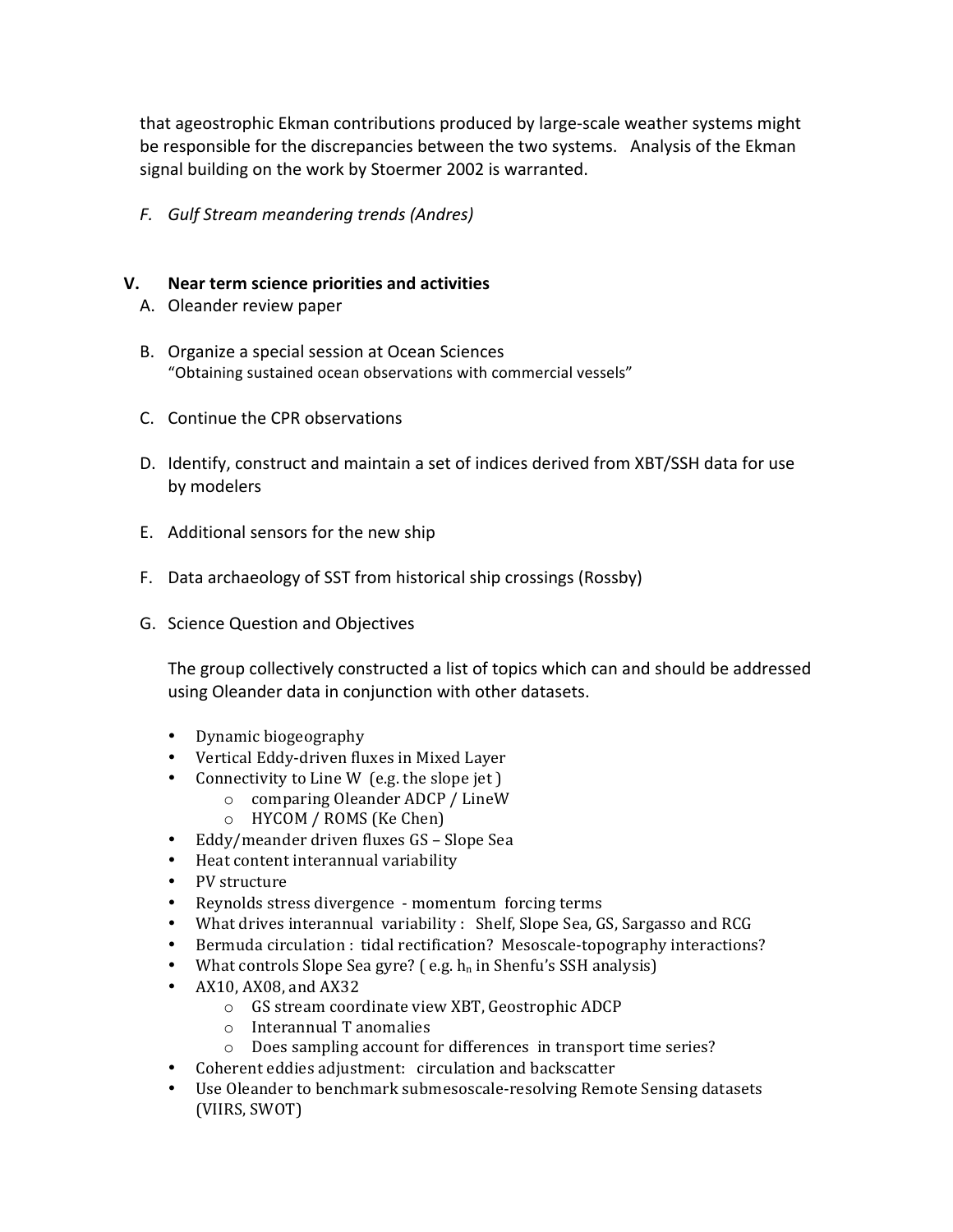that ageostrophic Ekman contributions produced by large-scale weather systems might be responsible for the discrepancies between the two systems. Analysis of the Ekman signal building on the work by Stoermer 2002 is warranted.

*F. Gulf Stream meandering trends (Andres)*

## V. Near term science priorities and activities

A. Oleander review paper

B. Organize a special session at Ocean Sciences
"Obtaining sustained ocean observations with commercial vessels"

C. Continue the CPR observations

D. Identify, construct and maintain a set of indices derived from XBT/SSH data for use by modelers

E. Additional sensors for the new ship

F. Data archaeology of SST from historical ship crossings (Rossby)

G. Science Question and Objectives

The group collectively constructed a list of topics which can and should be addressed using Oleander data in conjunction with other datasets.

- Dynamic biogeography
- Vertical Eddy-driven fluxes in Mixed Layer
- Connectivity to Line W (e.g. the slope jet )
  - comparing Oleander ADCP / LineW
  - HYCOM / ROMS (Ke Chen)
- Eddy/meander driven fluxes GS – Slope Sea
- Heat content interannual variability
- PV structure
- Reynolds stress divergence - momentum forcing terms
- What drives interannual variability : Shelf, Slope Sea, GS, Sargasso and RCG
- Bermuda circulation : tidal rectification? Mesoscale-topography interactions?
- What controls Slope Sea gyre? ( e.g. $h_n$ in Shenfu's SSH analysis)
- AX10, AX08, and AX32
  - GS stream coordinate view XBT, Geostrophic ADCP
  - Interannual T anomalies
  - Does sampling account for differences in transport time series?
- Coherent eddies adjustment: circulation and backscatter
- Use Oleander to benchmark submesoscale-resolving Remote Sensing datasets (VIIRS, SWOT)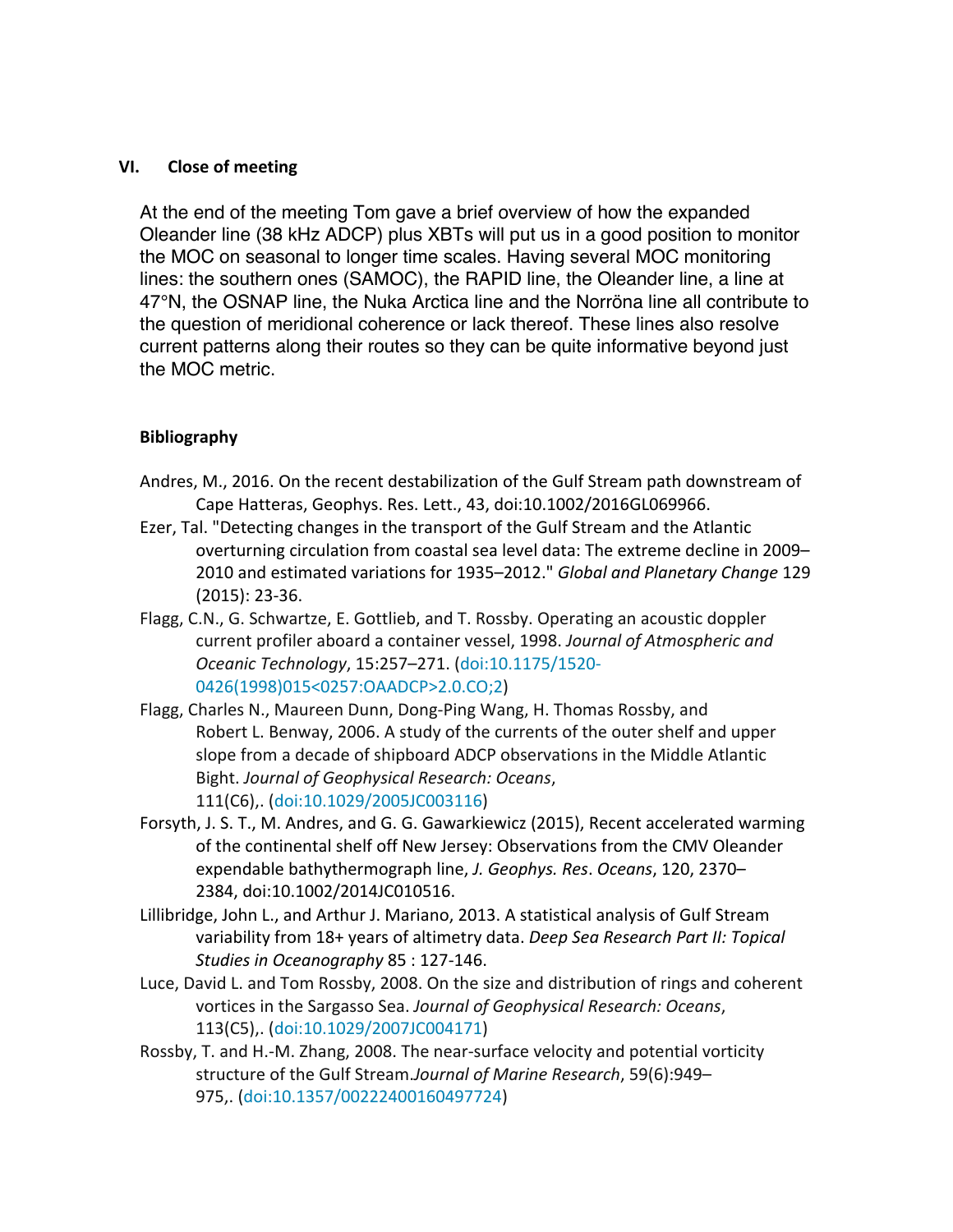## VI. Close of meeting

At the end of the meeting Tom gave a brief overview of how the expanded Oleander line (38 kHz ADCP) plus XBTs will put us in a good position to monitor the MOC on seasonal to longer time scales. Having several MOC monitoring lines: the southern ones (SAMOC), the RAPID line, the Oleander line, a line at 47°N, the OSNAP line, the Nuka Arctica line and the Norröna line all contribute to the question of meridional coherence or lack thereof. These lines also resolve current patterns along their routes so they can be quite informative beyond just the MOC metric.

### Bibliography

Andres, M., 2016. On the recent destabilization of the Gulf Stream path downstream of Cape Hatteras, Geophys. Res. Lett., 43, doi:10.1002/2016GL069966.

Ezer, Tal. "Detecting changes in the transport of the Gulf Stream and the Atlantic overturning circulation from coastal sea level data: The extreme decline in 2009–2010 and estimated variations for 1935–2012." *Global and Planetary Change* 129 (2015): 23-36.

Flagg, C.N., G. Schwartze, E. Gottlieb, and T. Rossby. Operating an acoustic doppler current profiler aboard a container vessel, 1998. *Journal of Atmospheric and Oceanic Technology*, 15:257–271. (doi:10.1175/1520-0426(1998)015<0257:OAADCP>2.0.CO;2)

Flagg, Charles N., Maureen Dunn, Dong-Ping Wang, H. Thomas Rossby, and Robert L. Benway, 2006. A study of the currents of the outer shelf and upper slope from a decade of shipboard ADCP observations in the Middle Atlantic Bight. *Journal of Geophysical Research: Oceans*, 111(C6),. (doi:10.1029/2005JC003116)

Forsyth, J. S. T., M. Andres, and G. G. Gawarkiewicz (2015), Recent accelerated warming of the continental shelf off New Jersey: Observations from the CMV Oleander expendable bathythermograph line, *J. Geophys. Res. Oceans*, 120, 2370–2384, doi:10.1002/2014JC010516.

Lillibridge, John L., and Arthur J. Mariano, 2013. A statistical analysis of Gulf Stream variability from 18+ years of altimetry data. *Deep Sea Research Part II: Topical Studies in Oceanography* 85 : 127-146.

Luce, David L. and Tom Rossby, 2008. On the size and distribution of rings and coherent vortices in the Sargasso Sea. *Journal of Geophysical Research: Oceans*, 113(C5),. (doi:10.1029/2007JC004171)

Rossby, T. and H.-M. Zhang, 2008. The near-surface velocity and potential vorticity structure of the Gulf Stream.*Journal of Marine Research*, 59(6):949–975,. (doi:10.1357/00222400160497724)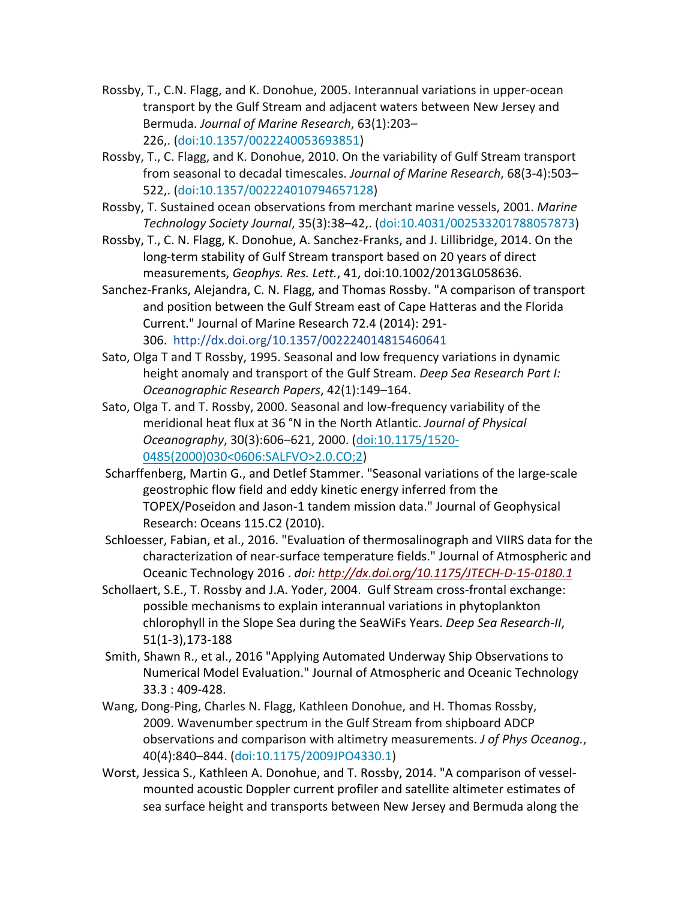Rossby, T., C.N. Flagg, and K. Donohue, 2005. Interannual variations in upper-ocean transport by the Gulf Stream and adjacent waters between New Jersey and Bermuda. *Journal of Marine Research*, 63(1):203–226,. (doi:10.1357/0022240053693851)

Rossby, T., C. Flagg, and K. Donohue, 2010. On the variability of Gulf Stream transport from seasonal to decadal timescales. *Journal of Marine Research*, 68(3-4):503–522,. (doi:10.1357/002224010794657128)

Rossby, T. Sustained ocean observations from merchant marine vessels, 2001. *Marine Technology Society Journal*, 35(3):38–42,. (doi:10.4031/002533201788057873)

Rossby, T., C. N. Flagg, K. Donohue, A. Sanchez-Franks, and J. Lillibridge, 2014. On the long-term stability of Gulf Stream transport based on 20 years of direct measurements, *Geophys. Res. Lett.*, 41, doi:10.1002/2013GL058636.

Sanchez-Franks, Alejandra, C. N. Flagg, and Thomas Rossby. "A comparison of transport and position between the Gulf Stream east of Cape Hatteras and the Florida Current." Journal of Marine Research 72.4 (2014): 291-306. http://dx.doi.org/10.1357/002224014815460641

Sato, Olga T and T Rossby, 1995. Seasonal and low frequency variations in dynamic height anomaly and transport of the Gulf Stream. *Deep Sea Research Part I: Oceanographic Research Papers*, 42(1):149–164.

Sato, Olga T. and T. Rossby, 2000. Seasonal and low-frequency variability of the meridional heat flux at 36 °N in the North Atlantic. *Journal of Physical Oceanography*, 30(3):606–621, 2000. (doi:10.1175/1520-0485(2000)030<0606:SALFVO>2.0.CO;2)

Scharffenberg, Martin G., and Detlef Stammer. "Seasonal variations of the large-scale geostrophic flow field and eddy kinetic energy inferred from the TOPEX/Poseidon and Jason-1 tandem mission data." Journal of Geophysical Research: Oceans 115.C2 (2010).

Schloesser, Fabian, et al., 2016. "Evaluation of thermosalinograph and VIIRS data for the characterization of near-surface temperature fields." Journal of Atmospheric and Oceanic Technology 2016 . *doi: http://dx.doi.org/10.1175/JTECH-D-15-0180.1*

Schollaert, S.E., T. Rossby and J.A. Yoder, 2004. Gulf Stream cross-frontal exchange: possible mechanisms to explain interannual variations in phytoplankton chlorophyll in the Slope Sea during the SeaWiFs Years. *Deep Sea Research-II*, 51(1-3),173-188

Smith, Shawn R., et al., 2016 "Applying Automated Underway Ship Observations to Numerical Model Evaluation." Journal of Atmospheric and Oceanic Technology 33.3 : 409-428.

Wang, Dong-Ping, Charles N. Flagg, Kathleen Donohue, and H. Thomas Rossby, 2009. Wavenumber spectrum in the Gulf Stream from shipboard ADCP observations and comparison with altimetry measurements. *J of Phys Oceanog.*, 40(4):840–844. (doi:10.1175/2009JPO4330.1)

Worst, Jessica S., Kathleen A. Donohue, and T. Rossby, 2014. "A comparison of vessel-mounted acoustic Doppler current profiler and satellite altimeter estimates of sea surface height and transports between New Jersey and Bermuda along the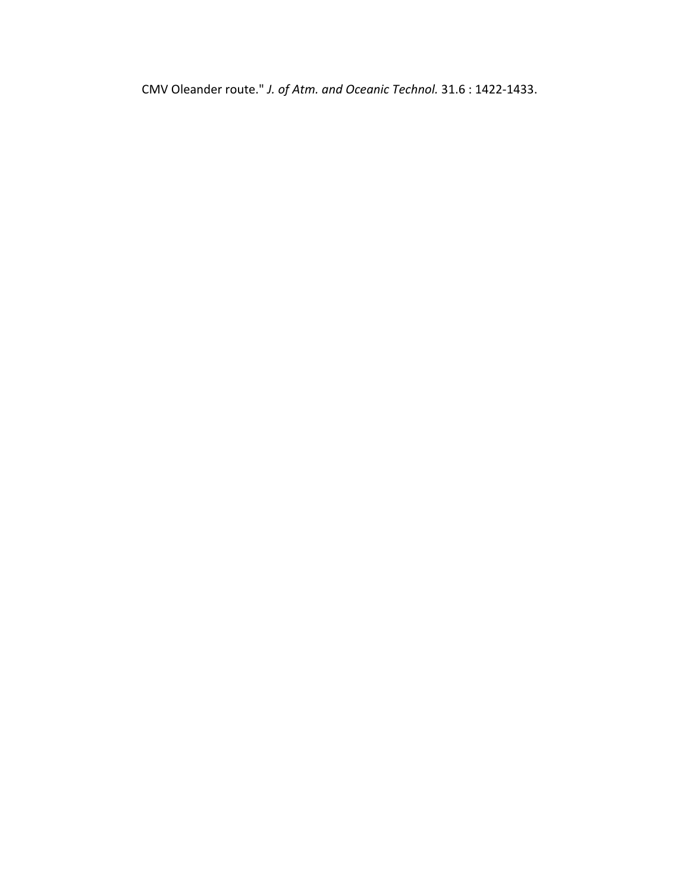CMV Oleander route." *J. of Atm. and Oceanic Technol.* 31.6 : 1422-1433.